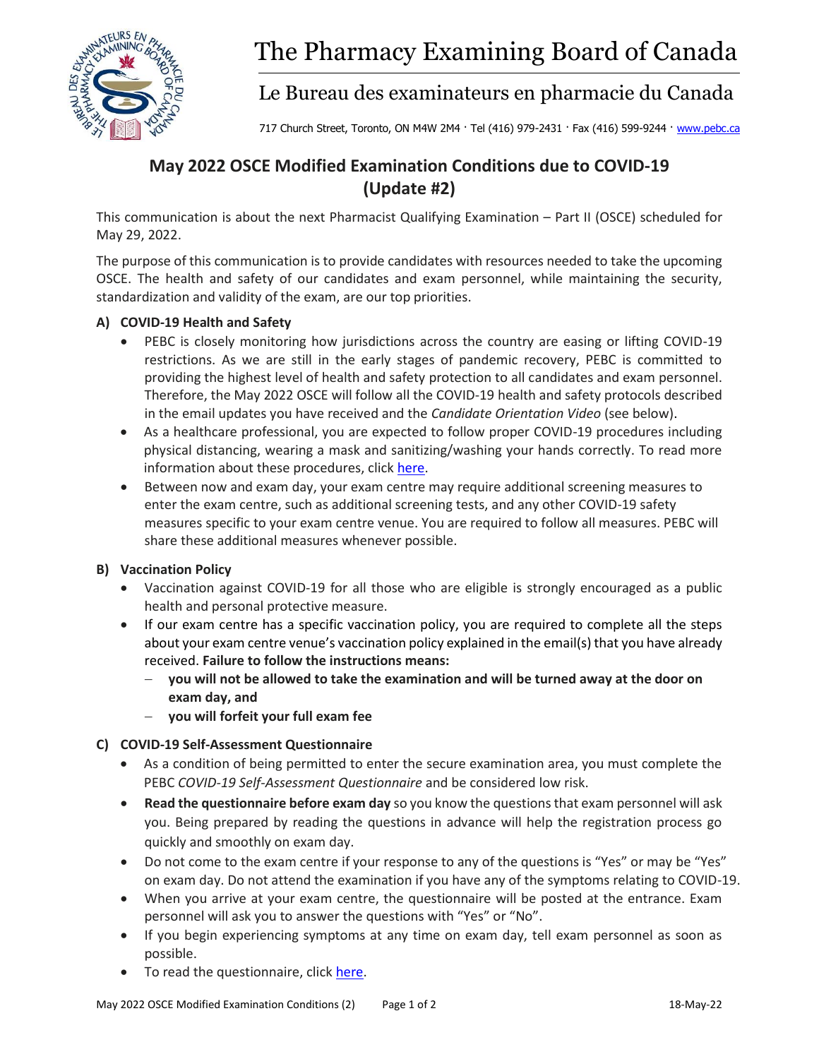# The Pharmacy Examining Board of Canada

## Le Bureau des examinateurs en pharmacie du Canada

717 Church Street, Toronto, ON M4W 2M4 · Tel (416) 979-2431 · Fax (416) 599-9244 · www.pebc.ca

## May 2022 OSCE Modified Examination Conditions due to COVID-19 (Update #2)

This communication is about the next Pharmacist Qualifying Examination – Part II (OSCE) scheduled for May 29, 2022.

The purpose of this communication is to provide candidates with resources needed to take the upcoming OSCE. The health and safety of our candidates and exam personnel, while maintaining the security, standardization and validity of the exam, are our top priorities.

### A) COVID-19 Health and Safety

- PEBC is closely monitoring how jurisdictions across the country are easing or lifting COVID-19 restrictions. As we are still in the early stages of pandemic recovery, PEBC is committed to providing the highest level of health and safety protection to all candidates and exam personnel. Therefore, the May 2022 OSCE will follow all the COVID-19 health and safety protocols described in the email updates you have received and the *Candidate Orientation Video* (see below).
- As a healthcare professional, you are expected to follow proper COVID-19 procedures including physical distancing, wearing a mask and sanitizing/washing your hands correctly. To read more information about these procedures, click here.
- Between now and exam day, your exam centre may require additional screening measures to enter the exam centre, such as additional screening tests, and any other COVID-19 safety measures specific to your exam centre venue. You are required to follow all measures. PEBC will share these additional measures whenever possible.

### B) Vaccination Policy

- Vaccination against COVID-19 for all those who are eligible is strongly encouraged as a public health and personal protective measure.
- If our exam centre has a specific vaccination policy, you are required to complete all the steps about your exam centre venue's vaccination policy explained in the email(s) that you have already received. **Failure to follow the instructions means:**
  - **you will not be allowed to take the examination and will be turned away at the door on exam day, and**
  - **you will forfeit your full exam fee**

### C) COVID-19 Self-Assessment Questionnaire

- As a condition of being permitted to enter the secure examination area, you must complete the PEBC *COVID-19 Self-Assessment Questionnaire* and be considered low risk.
- **Read the questionnaire before exam day** so you know the questions that exam personnel will ask you. Being prepared by reading the questions in advance will help the registration process go quickly and smoothly on exam day.
- Do not come to the exam centre if your response to any of the questions is "Yes" or may be "Yes" on exam day. Do not attend the examination if you have any of the symptoms relating to COVID-19.
- When you arrive at your exam centre, the questionnaire will be posted at the entrance. Exam personnel will ask you to answer the questions with "Yes" or "No".
- If you begin experiencing symptoms at any time on exam day, tell exam personnel as soon as possible.
- To read the questionnaire, click here.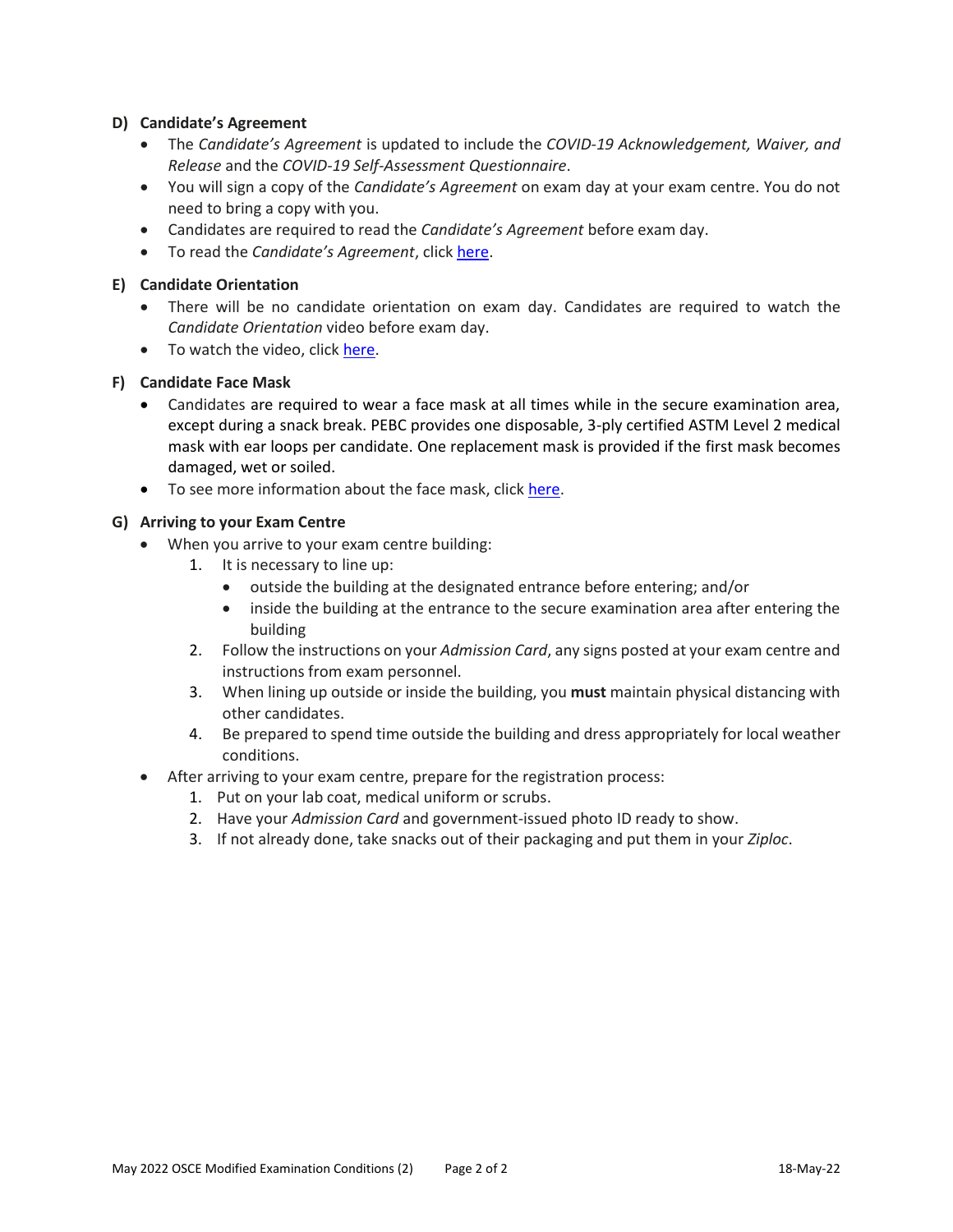## D) Candidate's Agreement

- The *Candidate's Agreement* is updated to include the *COVID-19 Acknowledgement, Waiver, and Release* and the *COVID-19 Self-Assessment Questionnaire*.
- You will sign a copy of the *Candidate's Agreement* on exam day at your exam centre. You do not need to bring a copy with you.
- Candidates are required to read the *Candidate's Agreement* before exam day.
- To read the *Candidate's Agreement*, click here.

## E) Candidate Orientation

- There will be no candidate orientation on exam day. Candidates are required to watch the *Candidate Orientation* video before exam day.
- To watch the video, click here.

## F) Candidate Face Mask

- Candidates are required to wear a face mask at all times while in the secure examination area, except during a snack break. PEBC provides one disposable, 3-ply certified ASTM Level 2 medical mask with ear loops per candidate. One replacement mask is provided if the first mask becomes damaged, wet or soiled.
- To see more information about the face mask, click here.

## G) Arriving to your Exam Centre

- When you arrive to your exam centre building:
  1. It is necessary to line up:
     - outside the building at the designated entrance before entering; and/or
     - inside the building at the entrance to the secure examination area after entering the building
  2. Follow the instructions on your *Admission Card*, any signs posted at your exam centre and instructions from exam personnel.
  3. When lining up outside or inside the building, you **must** maintain physical distancing with other candidates.
  4. Be prepared to spend time outside the building and dress appropriately for local weather conditions.
- After arriving to your exam centre, prepare for the registration process:
  1. Put on your lab coat, medical uniform or scrubs.
  2. Have your *Admission Card* and government-issued photo ID ready to show.
  3. If not already done, take snacks out of their packaging and put them in your *Ziploc*.